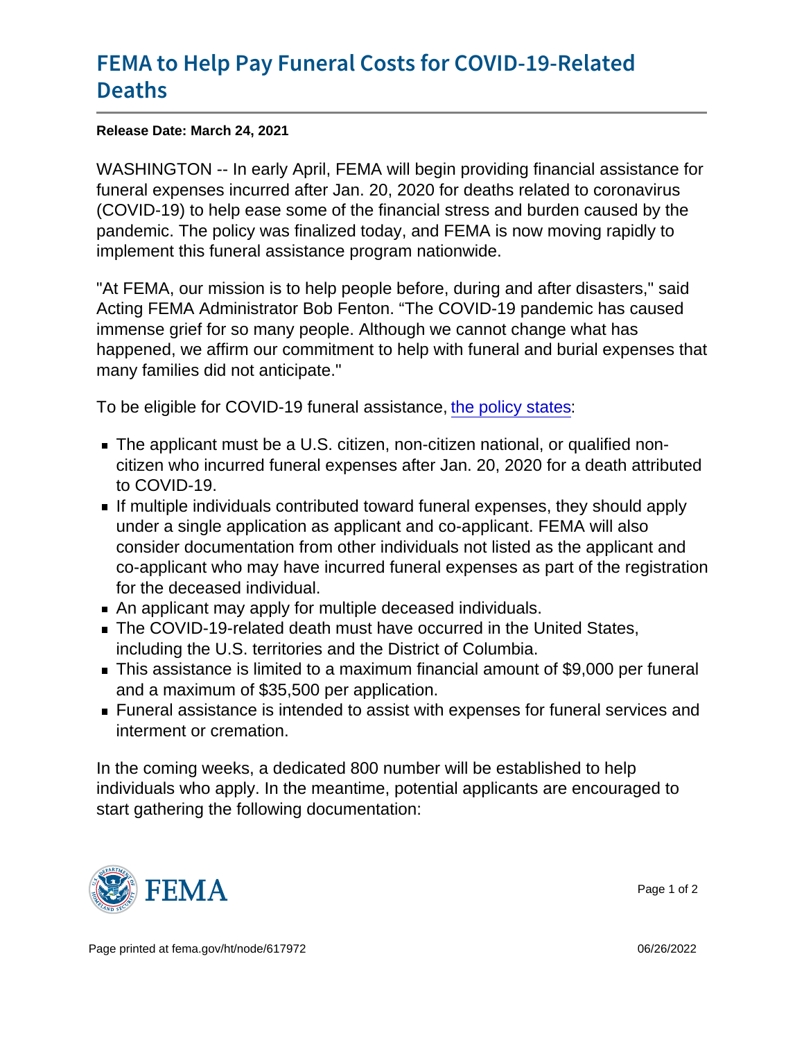# FEMA to Help Pay Funeral Costs for COVID-19-Related Deaths

**Release Date: March 24, 2021**

WASHINGTON -- In early April, FEMA will begin providing financial assistance for funeral expenses incurred after Jan. 20, 2020 for deaths related to coronavirus (COVID-19) to help ease some of the financial stress and burden caused by the pandemic. The policy was finalized today, and FEMA is now moving rapidly to implement this funeral assistance program nationwide.

"At FEMA, our mission is to help people before, during and after disasters," said Acting FEMA Administrator Bob Fenton. "The COVID-19 pandemic has caused immense grief for so many people. Although we cannot change what has happened, we affirm our commitment to help with funeral and burial expenses that many families did not anticipate."

To be eligible for COVID-19 funeral assistance, the policy states:

- The applicant must be a U.S. citizen, non-citizen national, or qualified non-citizen who incurred funeral expenses after Jan. 20, 2020 for a death attributed to COVID-19.
- If multiple individuals contributed toward funeral expenses, they should apply under a single application as applicant and co-applicant. FEMA will also consider documentation from other individuals not listed as the applicant and co-applicant who may have incurred funeral expenses as part of the registration for the deceased individual.
- An applicant may apply for multiple deceased individuals.
- The COVID-19-related death must have occurred in the United States, including the U.S. territories and the District of Columbia.
- This assistance is limited to a maximum financial amount of $9,000 per funeral and a maximum of $35,500 per application.
- Funeral assistance is intended to assist with expenses for funeral services and interment or cremation.

In the coming weeks, a dedicated 800 number will be established to help individuals who apply. In the meantime, potential applicants are encouraged to start gathering the following documentation: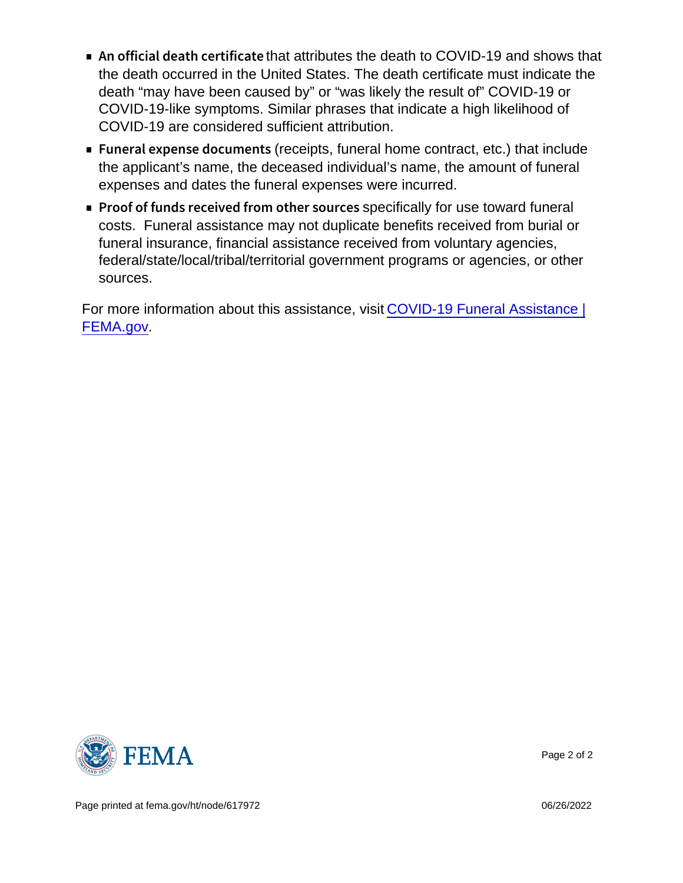- **An official death certificate** that attributes the death to COVID-19 and shows that the death occurred in the United States. The death certificate must indicate the death "may have been caused by" or "was likely the result of" COVID-19 or COVID-19-like symptoms. Similar phrases that indicate a high likelihood of COVID-19 are considered sufficient attribution.
- **Funeral expense documents** (receipts, funeral home contract, etc.) that include the applicant's name, the deceased individual's name, the amount of funeral expenses and dates the funeral expenses were incurred.
- **Proof of funds received from other sources** specifically for use toward funeral costs. Funeral assistance may not duplicate benefits received from burial or funeral insurance, financial assistance received from voluntary agencies, federal/state/local/tribal/territorial government programs or agencies, or other sources.

For more information about this assistance, visit [COVID-19 Funeral Assistance | FEMA.gov](COVID-19 Funeral Assistance | FEMA.gov).